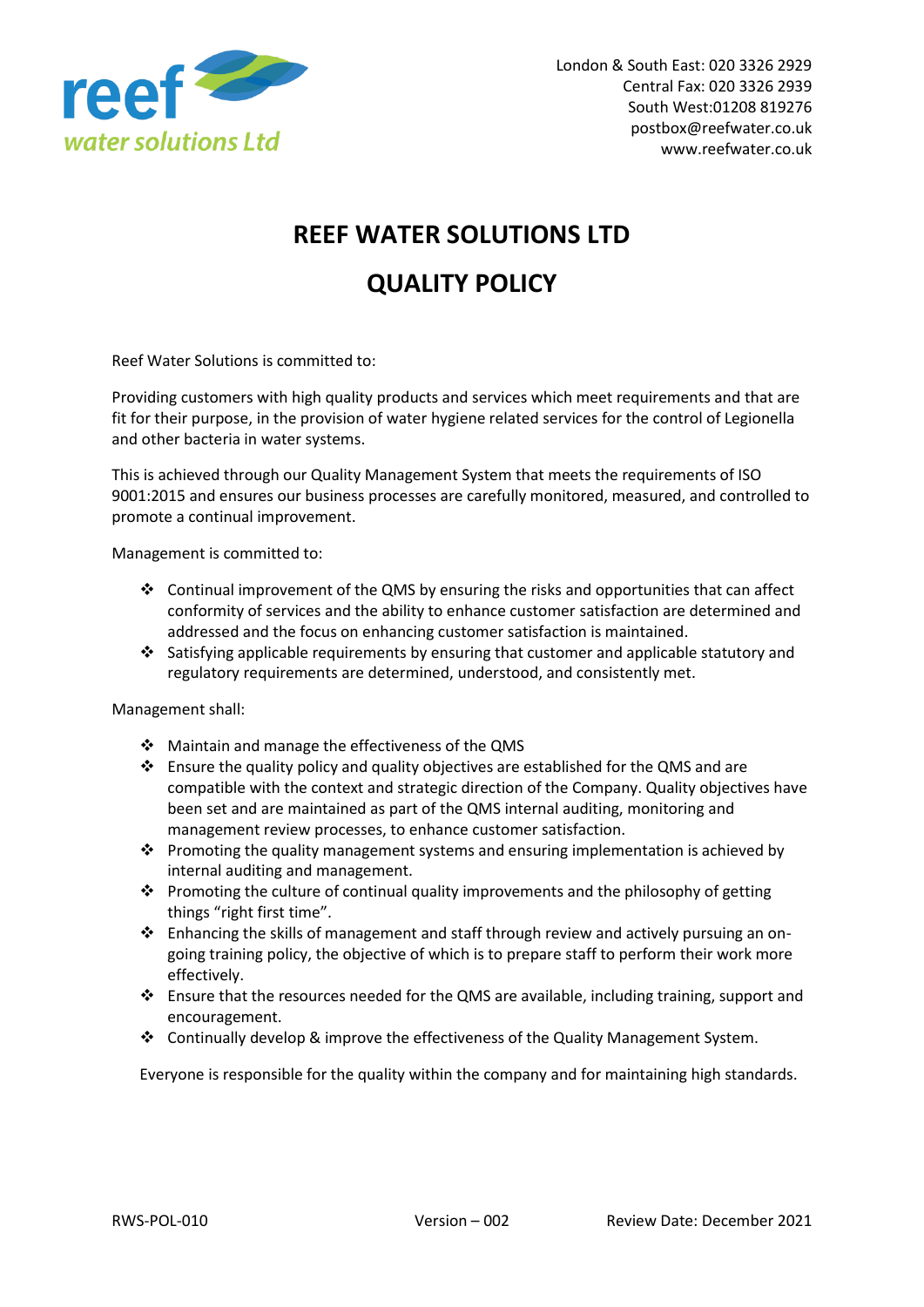reef water solutions Ltd

London & South East: 020 3326 2929
Central Fax: 020 3326 2939
South West:01208 819276
postbox@reefwater.co.uk
www.reefwater.co.uk

# REEF WATER SOLUTIONS LTD

# QUALITY POLICY

Reef Water Solutions is committed to:

Providing customers with high quality products and services which meet requirements and that are fit for their purpose, in the provision of water hygiene related services for the control of Legionella and other bacteria in water systems.

This is achieved through our Quality Management System that meets the requirements of ISO 9001:2015 and ensures our business processes are carefully monitored, measured, and controlled to promote a continual improvement.

Management is committed to:

- Continual improvement of the QMS by ensuring the risks and opportunities that can affect conformity of services and the ability to enhance customer satisfaction are determined and addressed and the focus on enhancing customer satisfaction is maintained.
- Satisfying applicable requirements by ensuring that customer and applicable statutory and regulatory requirements are determined, understood, and consistently met.

Management shall:

- Maintain and manage the effectiveness of the QMS
- Ensure the quality policy and quality objectives are established for the QMS and are compatible with the context and strategic direction of the Company. Quality objectives have been set and are maintained as part of the QMS internal auditing, monitoring and management review processes, to enhance customer satisfaction.
- Promoting the quality management systems and ensuring implementation is achieved by internal auditing and management.
- Promoting the culture of continual quality improvements and the philosophy of getting things "right first time".
- Enhancing the skills of management and staff through review and actively pursuing an on-going training policy, the objective of which is to prepare staff to perform their work more effectively.
- Ensure that the resources needed for the QMS are available, including training, support and encouragement.
- Continually develop & improve the effectiveness of the Quality Management System.

Everyone is responsible for the quality within the company and for maintaining high standards.

RWS-POL-010 | Version – 002 | Review Date: December 2021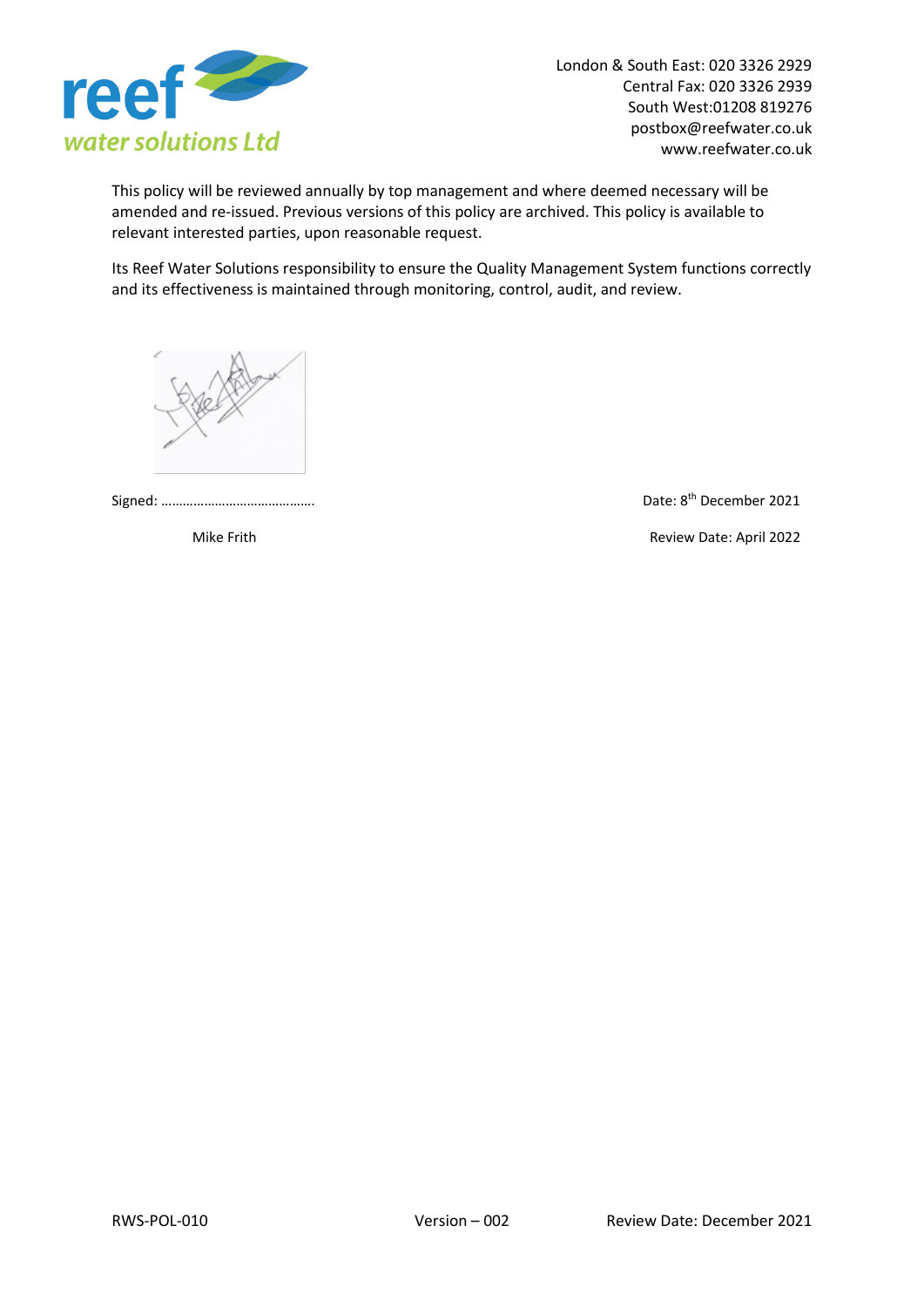This policy will be reviewed annually by top management and where deemed necessary will be amended and re-issued. Previous versions of this policy are archived. This policy is available to relevant interested parties, upon reasonable request.

Its Reef Water Solutions responsibility to ensure the Quality Management System functions correctly and its effectiveness is maintained through monitoring, control, audit, and review.

Signed: …………………………………….

Mike Frith

Date: 8th December 2021

Review Date: April 2022